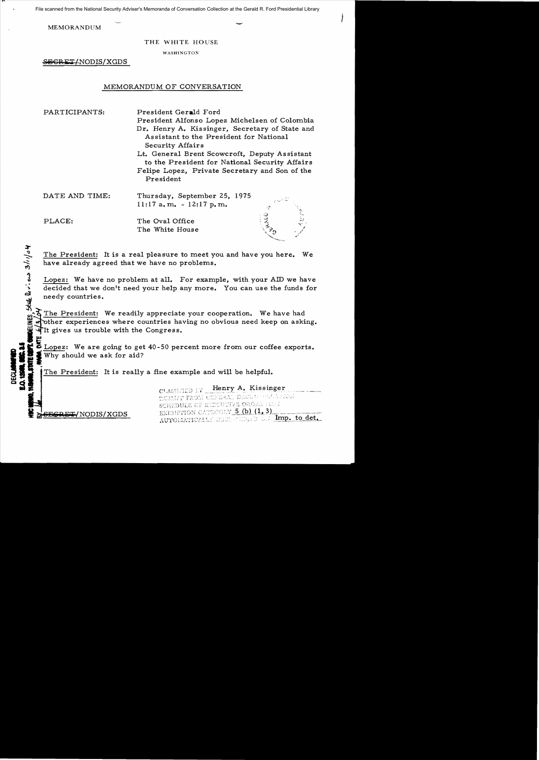MEMORANDUM

THE WHITE HOUSE

WASHINGTON

~~SECRET~~/NODIS/XGDS

MEMORANDUM OF CONVERSATION

PARTICIPANTS: President Gerald Ford
President Alfonso Lopez Michelsen of Colombia
Dr. Henry A. Kissinger, Secretary of State and Assistant to the President for National Security Affairs
Lt. General Brent Scowcroft, Deputy Assistant to the President for National Security Affairs
Felipe Lopez, Private Secretary and Son of the President

DATE AND TIME: Thursday, September 25, 1975
11:17 a.m. - 12:17 p.m.

PLACE: The Oval Office
The White House

The President: It is a real pleasure to meet you and have you here. We have already agreed that we have no problems.

Lopez: We have no problem at all. For example, with your AID we have decided that we don't need your help any more. You can use the funds for needy countries.

The President: We readily appreciate your cooperation. We have had other experiences where countries having no obvious need keep on asking. It gives us trouble with the Congress.

Lopez: We are going to get 40-50 percent more from our coffee exports. Why should we ask for aid?

The President: It is really a fine example and will be helpful.

~~SECRET~~/NODIS/XGDS

CLASSIFIED BY Henry A. Kissinger
EXEMPT FROM GENERAL DECLASSIFICATION
SCHEDULE OF EXECUTIVE ORDER 11652
EXEMPTION CATEGORY 5 (b) (1, 3)
AUTOMATICALLY DECLASSIFIED ON Imp. to det.

DECLASSIFIED
E.O. 12958, SEC. 3.5
NSC MEMO, 11/24/98, STATE DEPT. GUIDELINES, State Dev. 3/1/04
BY NARA, DATE 6/3/04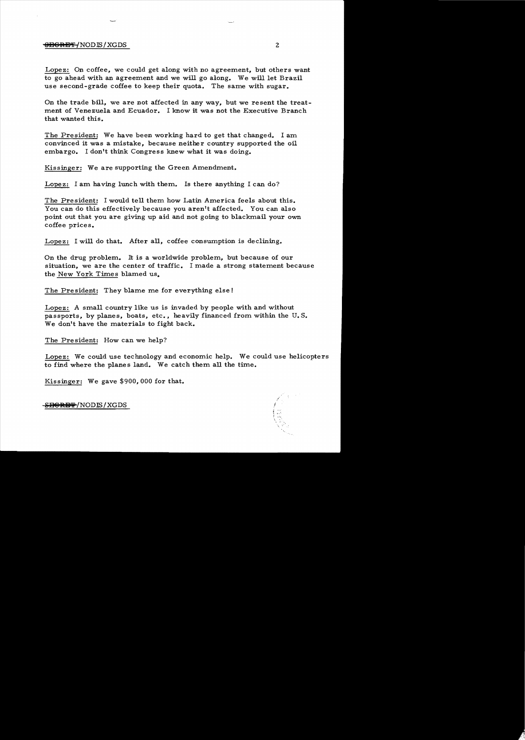Lopez: On coffee, we could get along with no agreement, but others want to go ahead with an agreement and we will go along. We will let Brazil use second-grade coffee to keep their quota. The same with sugar.

On the trade bill, we are not affected in any way, but we resent the treatment of Venezuela and Ecuador. I know it was not the Executive Branch that wanted this.

The President: We have been working hard to get that changed. I am convinced it was a mistake, because neither country supported the oil embargo. I don't think Congress knew what it was doing.

Kissinger: We are supporting the Green Amendment.

Lopez: I am having lunch with them. Is there anything I can do?

The President: I would tell them how Latin America feels about this. You can do this effectively because you aren't affected. You can also point out that you are giving up aid and not going to blackmail your own coffee prices.

Lopez: I will do that. After all, coffee consumption is declining.

On the drug problem. It is a worldwide problem, but because of our situation, we are the center of traffic. I made a strong statement because the New York Times blamed us.

The President: They blame me for everything else!

Lopez: A small country like us is invaded by people with and without passports, by planes, boats, etc., heavily financed from within the U.S. We don't have the materials to fight back.

The President: How can we help?

Lopez: We could use technology and economic help. We could use helicopters to find where the planes land. We catch them all the time.

Kissinger: We gave $900,000 for that.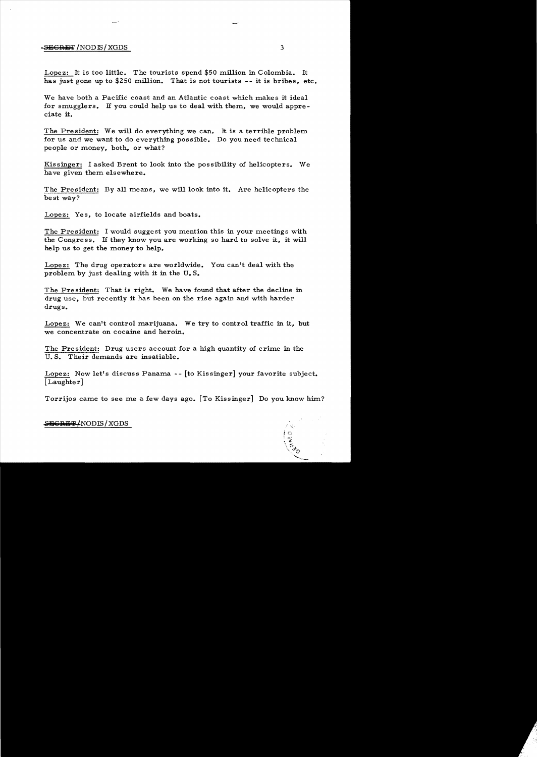Lopez: It is too little. The tourists spend $50 million in Colombia. It has just gone up to $250 million. That is not tourists -- it is bribes, etc.

We have both a Pacific coast and an Atlantic coast which makes it ideal for smugglers. If you could help us to deal with them, we would appreciate it.

The President: We will do everything we can. It is a terrible problem for us and we want to do everything possible. Do you need technical people or money, both, or what?

Kissinger: I asked Brent to look into the possibility of helicopters. We have given them elsewhere.

The President: By all means, we will look into it. Are helicopters the best way?

Lopez: Yes, to locate airfields and boats.

The President: I would suggest you mention this in your meetings with the Congress. If they know you are working so hard to solve it, it will help us to get the money to help.

Lopez: The drug operators are worldwide. You can't deal with the problem by just dealing with it in the U.S.

The President: That is right. We have found that after the decline in drug use, but recently it has been on the rise again and with harder drugs.

Lopez: We can't control marijuana. We try to control traffic in it, but we concentrate on cocaine and heroin.

The President: Drug users account for a high quantity of crime in the U.S. Their demands are insatiable.

Lopez: Now let's discuss Panama -- [to Kissinger] your favorite subject. [Laughter]

Torrijos came to see me a few days ago. [To Kissinger] Do you know him?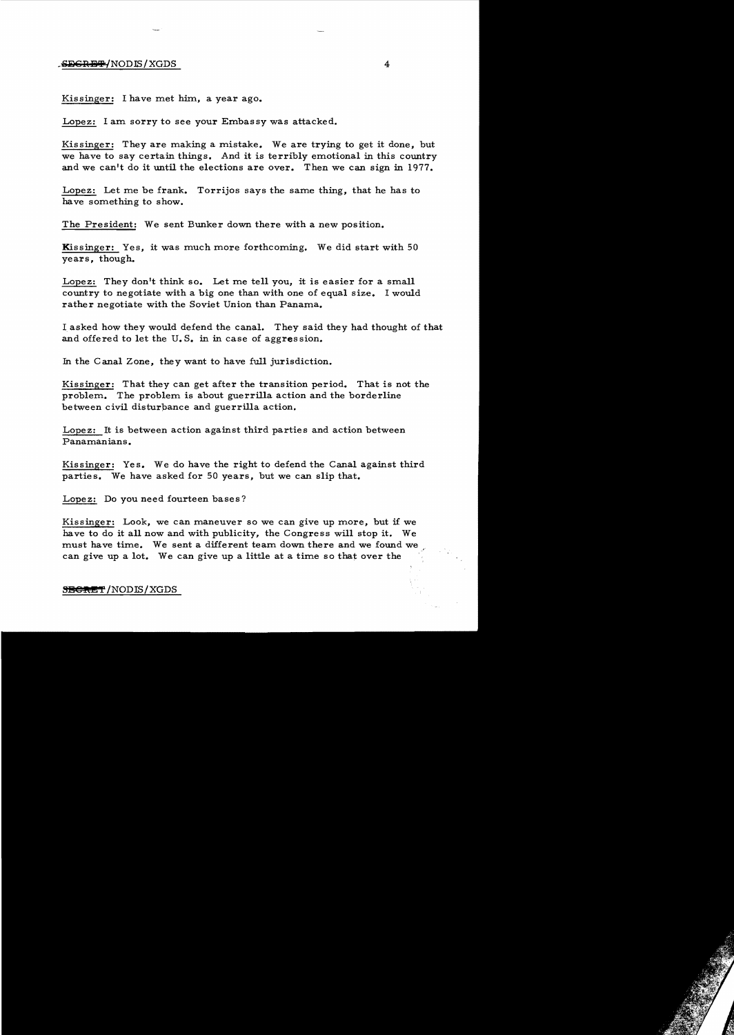Kissinger: I have met him, a year ago.

Lopez: I am sorry to see your Embassy was attacked.

Kissinger: They are making a mistake. We are trying to get it done, but we have to say certain things. And it is terribly emotional in this country and we can't do it until the elections are over. Then we can sign in 1977.

Lopez: Let me be frank. Torrijos says the same thing, that he has to have something to show.

The President: We sent Bunker down there with a new position.

Kissinger: Yes, it was much more forthcoming. We did start with 50 years, though.

Lopez: They don't think so. Let me tell you, it is easier for a small country to negotiate with a big one than with one of equal size. I would rather negotiate with the Soviet Union than Panama.

I asked how they would defend the canal. They said they had thought of that and offered to let the U.S. in in case of aggression.

In the Canal Zone, they want to have full jurisdiction.

Kissinger: That they can get after the transition period. That is not the problem. The problem is about guerrilla action and the borderline between civil disturbance and guerrilla action.

Lopez: It is between action against third parties and action between Panamanians.

Kissinger: Yes. We do have the right to defend the Canal against third parties. We have asked for 50 years, but we can slip that.

Lopez: Do you need fourteen bases?

Kissinger: Look, we can maneuver so we can give up more, but if we have to do it all now and with publicity, the Congress will stop it. We must have time. We sent a different team down there and we found we can give up a lot. We can give up a little at a time so that over the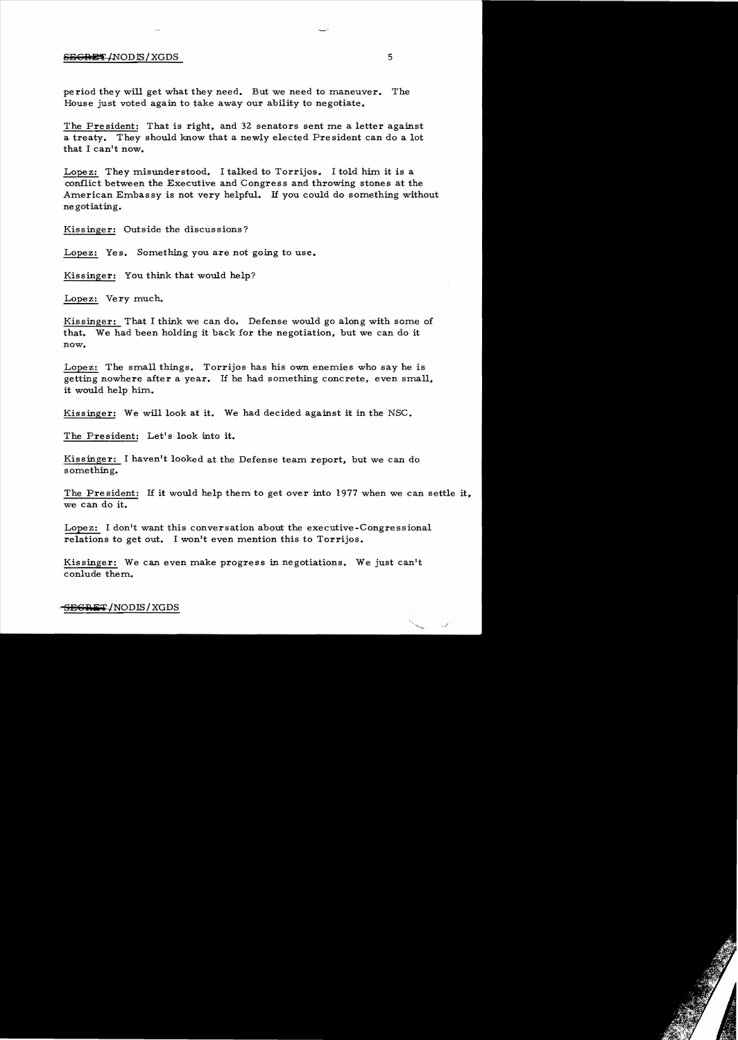period they will get what they need. But we need to maneuver. The House just voted again to take away our ability to negotiate.

The President: That is right, and 32 senators sent me a letter against a treaty. They should know that a newly elected President can do a lot that I can't now.

Lopez: They misunderstood. I talked to Torrijos. I told him it is a conflict between the Executive and Congress and throwing stones at the American Embassy is not very helpful. If you could do something without negotiating.

Kissinger: Outside the discussions?

Lopez: Yes. Something you are not going to use.

Kissinger: You think that would help?

Lopez: Very much.

Kissinger: That I think we can do. Defense would go along with some of that. We had been holding it back for the negotiation, but we can do it now.

Lopez: The small things. Torrijos has his own enemies who say he is getting nowhere after a year. If he had something concrete, even small, it would help him.

Kissinger: We will look at it. We had decided against it in the NSC.

The President: Let's look into it.

Kissinger: I haven't looked at the Defense team report, but we can do something.

The President: If it would help them to get over into 1977 when we can settle it, we can do it.

Lopez: I don't want this conversation about the executive-Congressional relations to get out. I won't even mention this to Torrijos.

Kissinger: We can even make progress in negotiations. We just can't conlude them.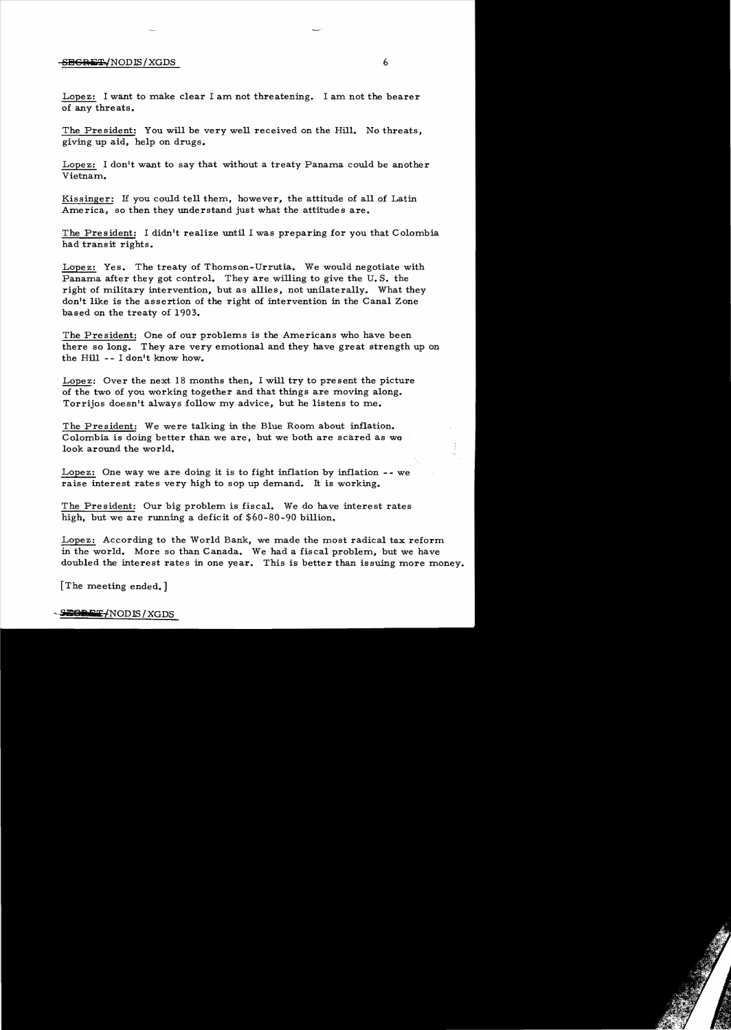Lopez: I want to make clear I am not threatening. I am not the bearer of any threats.

The President: You will be very well received on the Hill. No threats, giving up aid, help on drugs.

Lopez: I don't want to say that without a treaty Panama could be another Vietnam.

Kissinger: If you could tell them, however, the attitude of all of Latin America, so then they understand just what the attitudes are.

The President: I didn't realize until I was preparing for you that Colombia had transit rights.

Lopez: Yes. The treaty of Thomson-Urrutia. We would negotiate with Panama after they got control. They are willing to give the U.S. the right of military intervention, but as allies, not unilaterally. What they don't like is the assertion of the right of intervention in the Canal Zone based on the treaty of 1903.

The President: One of our problems is the Americans who have been there so long. They are very emotional and they have great strength up on the Hill -- I don't know how.

Lopez: Over the next 18 months then, I will try to present the picture of the two of you working together and that things are moving along. Torrijos doesn't always follow my advice, but he listens to me.

The President: We were talking in the Blue Room about inflation. Colombia is doing better than we are, but we both are scared as we look around the world.

Lopez: One way we are doing it is to fight inflation by inflation -- we raise interest rates very high to sop up demand. It is working.

The President: Our big problem is fiscal. We do have interest rates high, but we are running a deficit of $60-80-90 billion.

Lopez: According to the World Bank, we made the most radical tax reform in the world. More so than Canada. We had a fiscal problem, but we have doubled the interest rates in one year. This is better than issuing more money.

[The meeting ended.]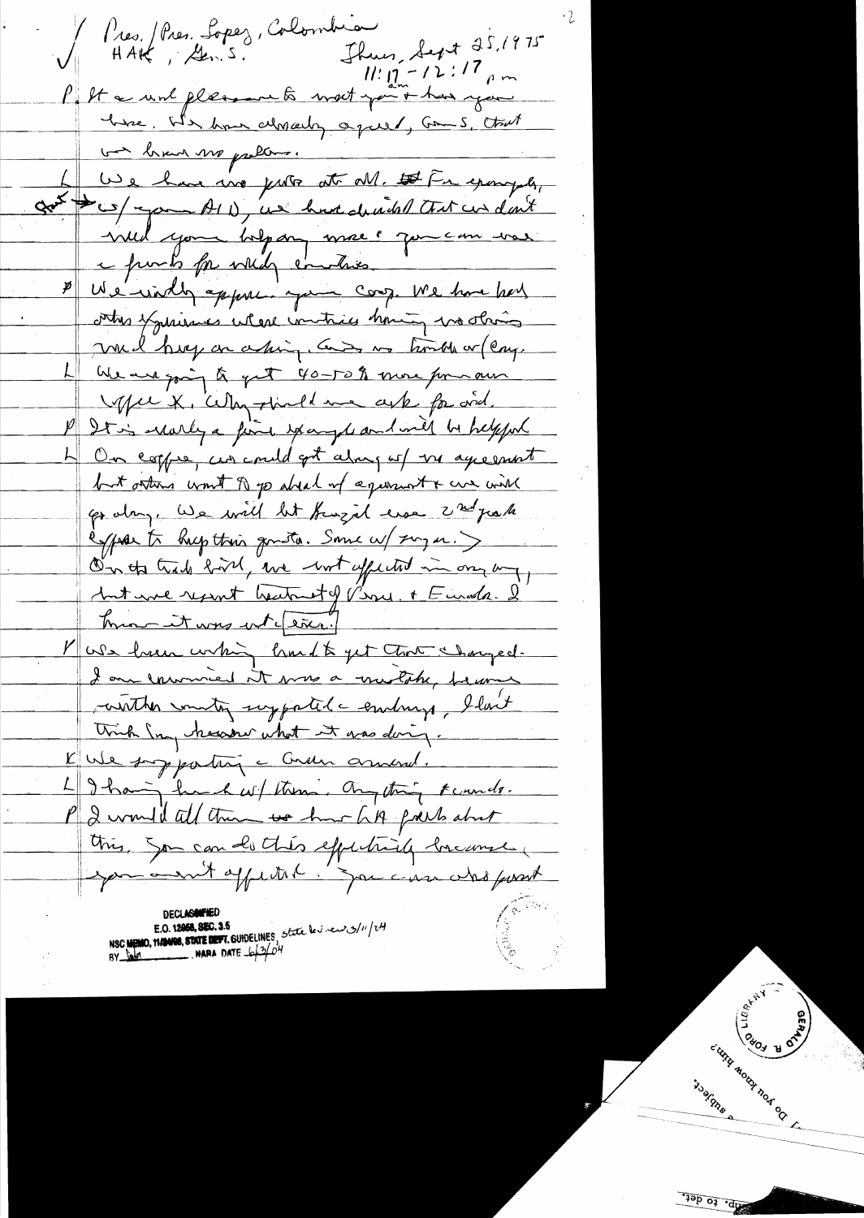Pres./Pres. Lopez, Colombia
HAK, Gen. S.

Thurs, Sept 25, 1975
11:17 am – 12:17 pm

P It a real pleasure to meet you & have you here. We have already agreed, Gen S, that we have no problems.

L We have no problems at all. For example, w/ your AID, we have decided that we don't need your help any more & you can use funds for needy countries.

P We visibly appreciate your coop. We have had other experiences where countries having no obvious need keep on asking. Glad no trouble w/ Colombia.

L We are going to get 40-50% more for our coffee x. Why should we ask for aid.

P It is really a fine example and will be helpful.

L On coffee, we could get along w/ no agreement but others want to go ahead w/ agreement & we will go along. We will let Brazil use 2nd grade coffee to keep their quota. Same w/ sugar.

On the trade bill, we not affected in any way, but we resent treatment of Venez. & Ecuador. I know it was not [exec.]

P We have working hard to get that changed. I am convinced it was a mistake, because neither country supported embargo, I don't think Cong. knew what it was doing.

K We supporting Green amend.

L I having lunch w/ them. Anything it would.

P I would tell them we have LA paths about this. You can do this effectively because you aren't affected. You can also point

Do you know him?, subject, to det.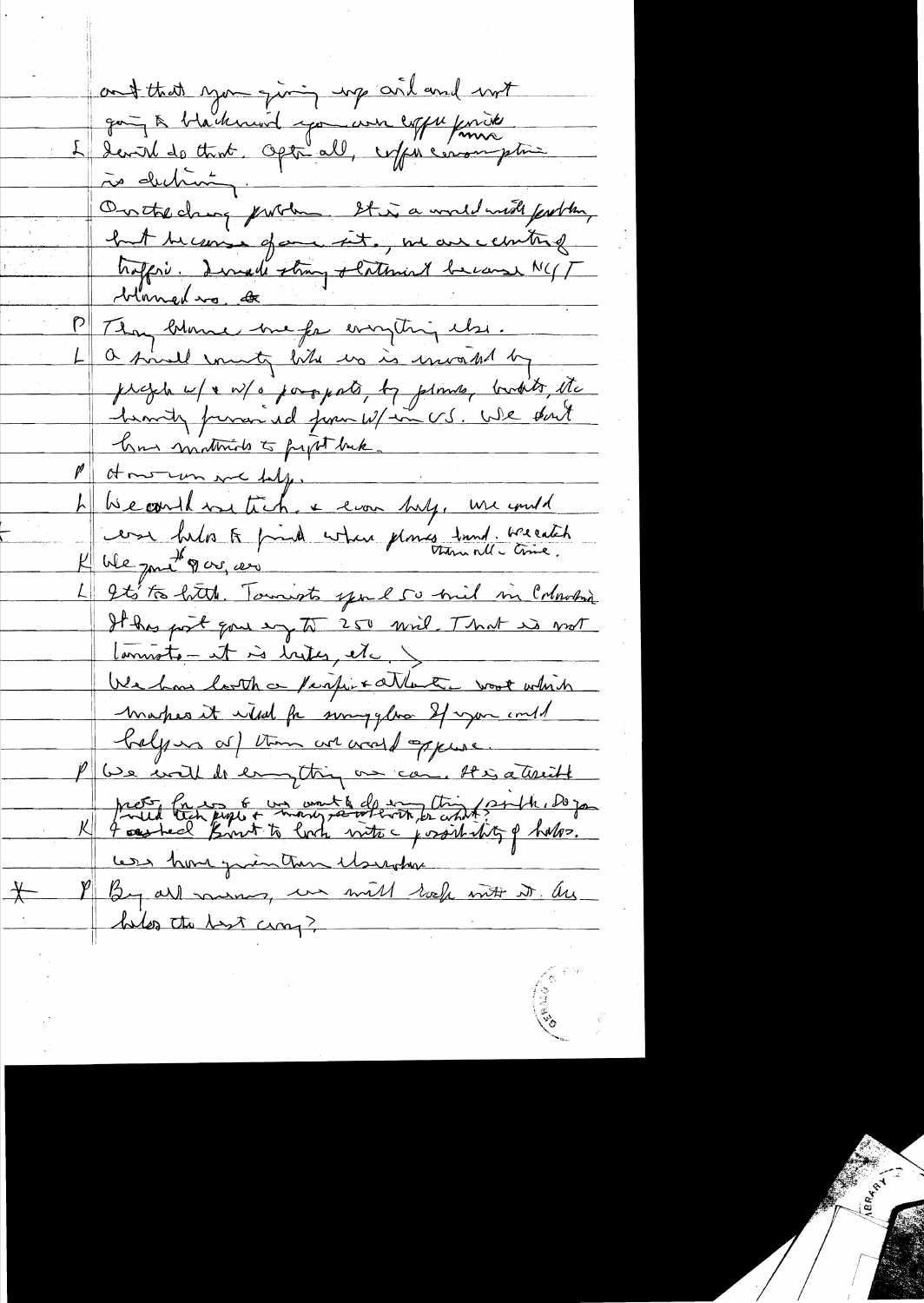and that you giving up aid and not going to blackmail you over coffee prices.

L I won't do that. After all, coffee consumption is declining.

On the drug problem. It is a world-wide problem, but because of our site, we are a center of traffic. I made strong statement because NYT blamed us. &

P They blame me for everything else.

L A small country like us is invaded by people w/ & w/o passports, by planes, boats, etc. heavily financed from w/in US. We don't have materials to fight back.

P How can we help.

L We could use tech. & econ help. We could use help to find where planes land. We catch them all the time.

K We gave $9 m, cov

L It's too little. Tourists spend 50 mil in Colombia. It has just gone up to 250 mil. That is not tourists – it is bribes, etc.

We have both a Pacific & Atlantic coast which makes it ideal for smugglers. If you could help us w/ them we would appreciate.

P We will do everything we can. It is a terrible problem. Can we & we want to do anything possible. Do you need tech people & money or what?

K I asked Bosch to look into a possibility of helos. We have given them elsewhere.

P By all means, we will look into it. Are helos the best way?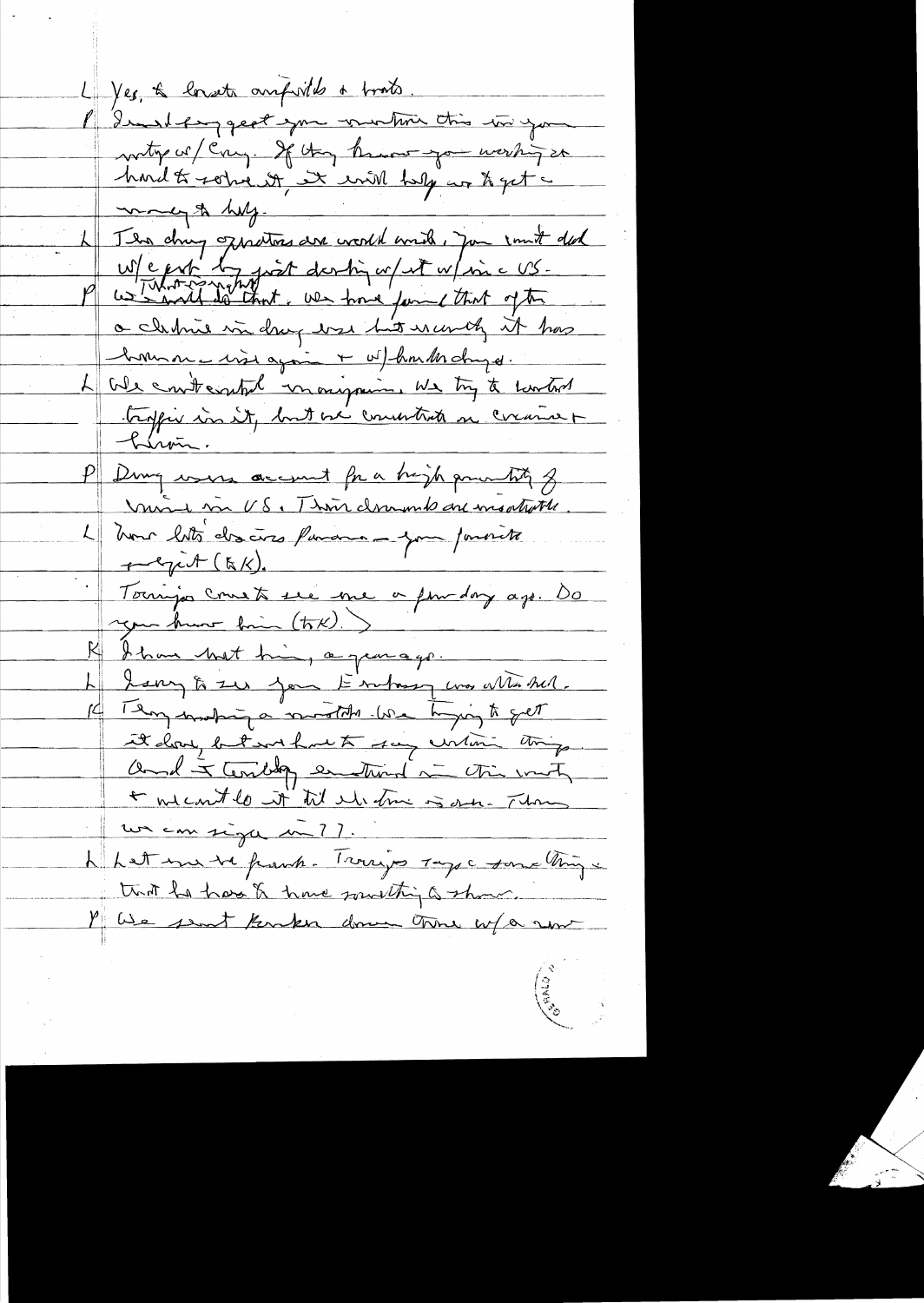L Yes, & locate airfields & boats.

P I would suggest you mention this in your meetings w/ Cong. If they know you working it hard to solve it, it will help us to get money & help.

L The drug operators are world wide. You can't deal w/ except by just dealing w/ it w/in c US.

P We could do that. We have found that often a decline in drug use but recently it has become use again & w/ harder drugs.

L We can't control marijuana. We try to control traffic in it, but we concentrate on cocaine & heroin.

P Drug users account for a high quantity of crime in US. Their demands are insatiable.

L Now let's discuss Panama — your favorite subject (HK).

Torrijos came to see me a few days ago. Do you know him (HK).

K I have met him, a year ago.

L Sorry to see your Embassy was attacked.

K They making a mistake. We trying to get it done, but we have to say certain things. And I certainly emotional in this matter & we can't do it til election is over. Then we can sign in 77.

L Let me be frank. Torrijos says c same thing — that he has to have something to show.

P We sent Bunker down there w/ a new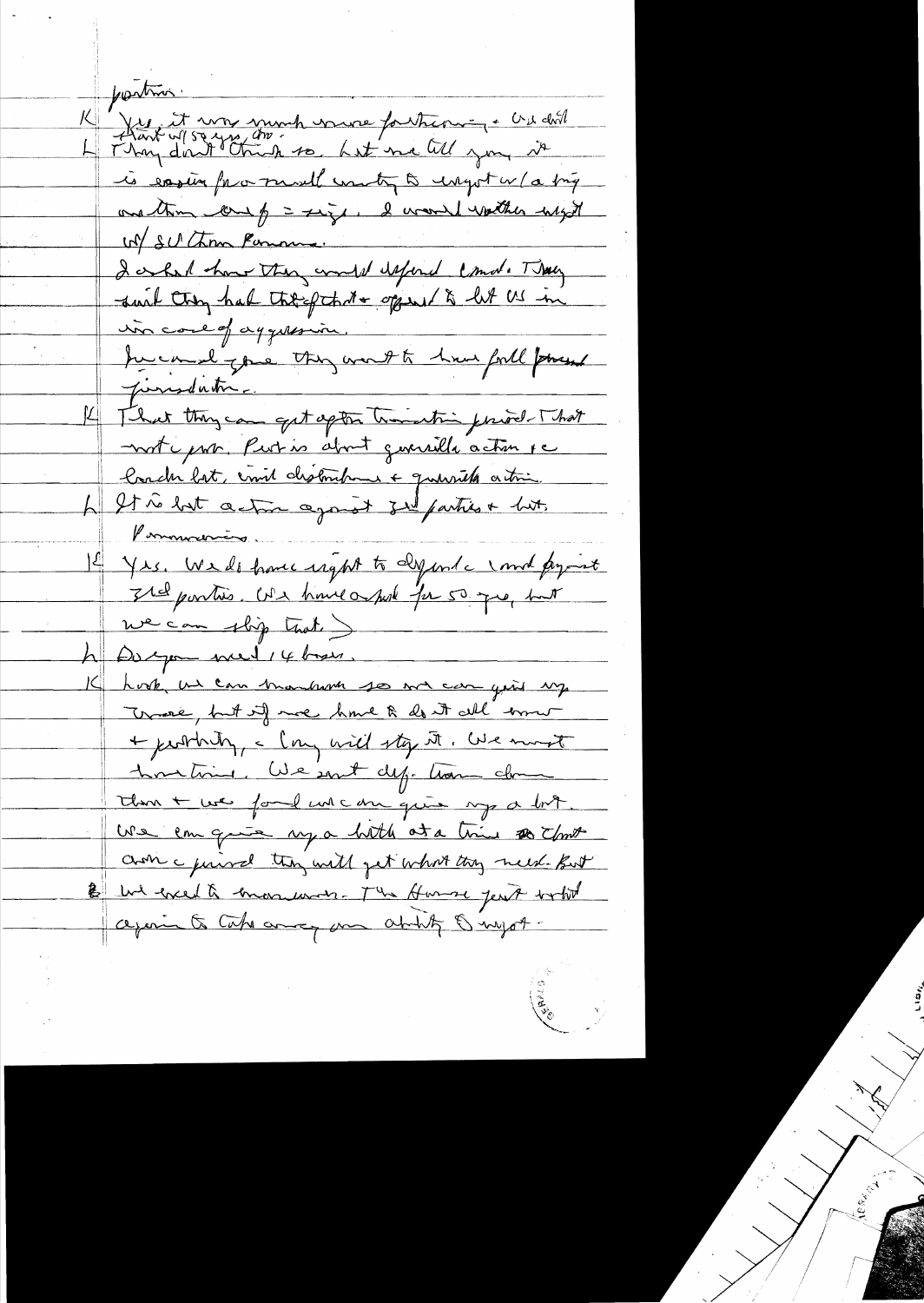position.

K Yes, it was much more forthcoming. We did

L They don't think so, but we tell you it *(above: Start w/ 50 yrs, etc.)*

is easier for a small country to accept w/a big one than one of = size. I would rather accept w/ US than Panama.

I asked how they would defend Canal. They said they had the option to appeal to let US in in case of aggression.

In canal zone they want to have full [illegible] jurisdiction.

K That they can get after transition period. That not a prob. Prob is about guerrilla action re Canal but, civil disturbance + guerrilla action.

L It is not action against 3rd parties + but. Panamanians.

K Yes. We do have right to defend canal against 3rd parties. We have asked for 50 yrs, but we can skip that.

L Do you need 14 bases.

K Look, we can maneuver so we can give up some, but if we have to do it all now + publicly, Cong will stop it. We must have time. We sent dep. team down there + we found we can give up a lot. We can give up a little at a time so that over a period they will get what they need. But we need to maneuver. The House just voted again to take away our ability to negot.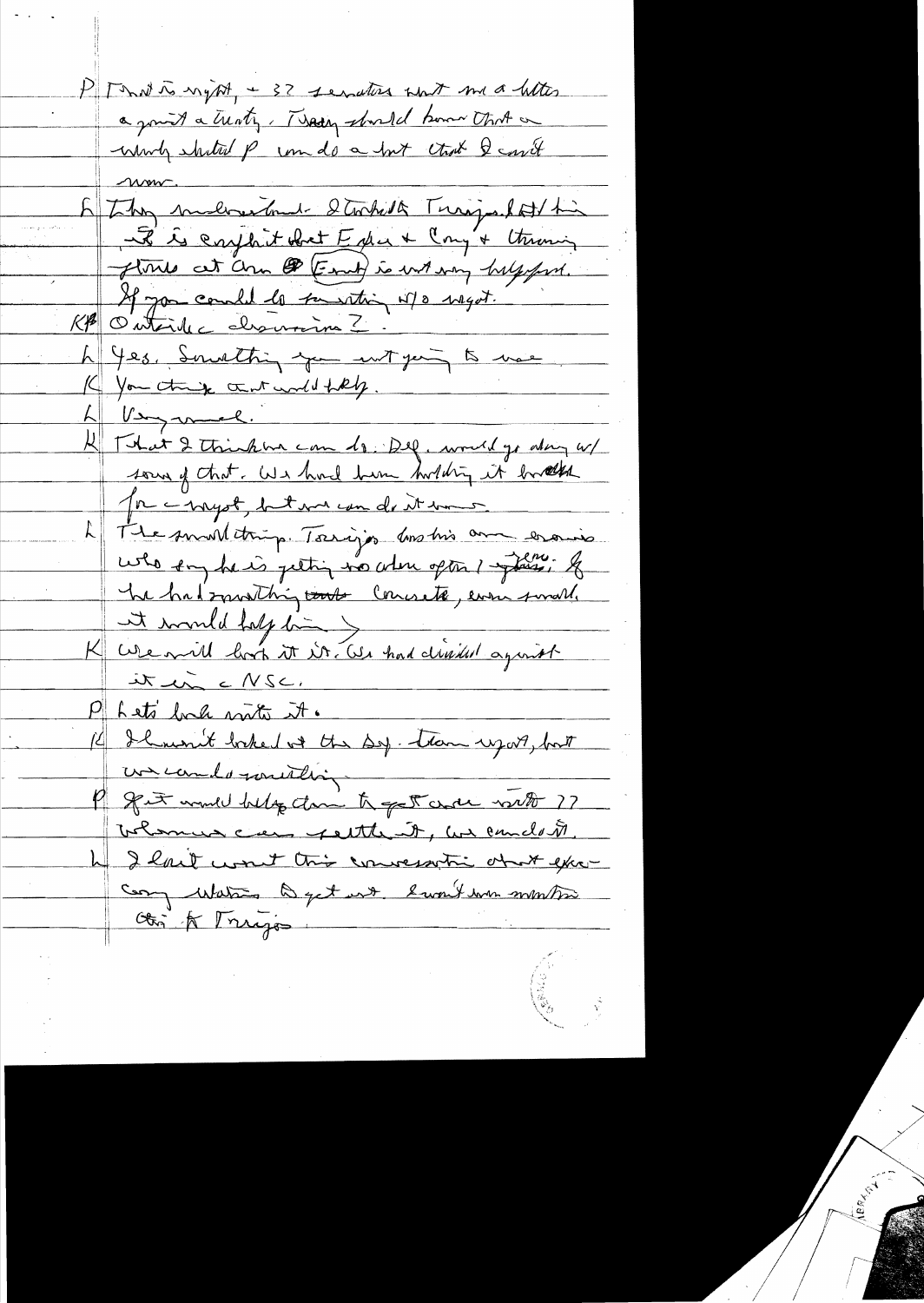P That is right, + 32 senators sent me a letter against a treaty. Torrijos should know that a wholly shuttered P can do a lot that I can't now.

L They understand. I talked to Torrijos last time. It is explicit that Ex + Cong + throwing stones at him & (Embassy) is not very helpful. If you could do something w/o negot.

KP Outside discussions?

L Yes. Something you are not going to use.

K You think that would help.

L Very much.

K That I think we can do. Def. would go along w/ some of that. We have been holding it back for a negot, but we can do it now.

L The small things. Torrijos has his own enemies who say he is getting no where after 1 years. If he had something concrete, even small, it would help him.

K We will look at it. We had decided against it in a NSC.

P Let's look into it.

K I haven't looked at the Def. team report, but we can do something.

P If it would help them to get over until 77 whomever can settle it, we can do it.

L I can't want this conversation about expecting Watergate to get out. I won't even mention this to Torrijos.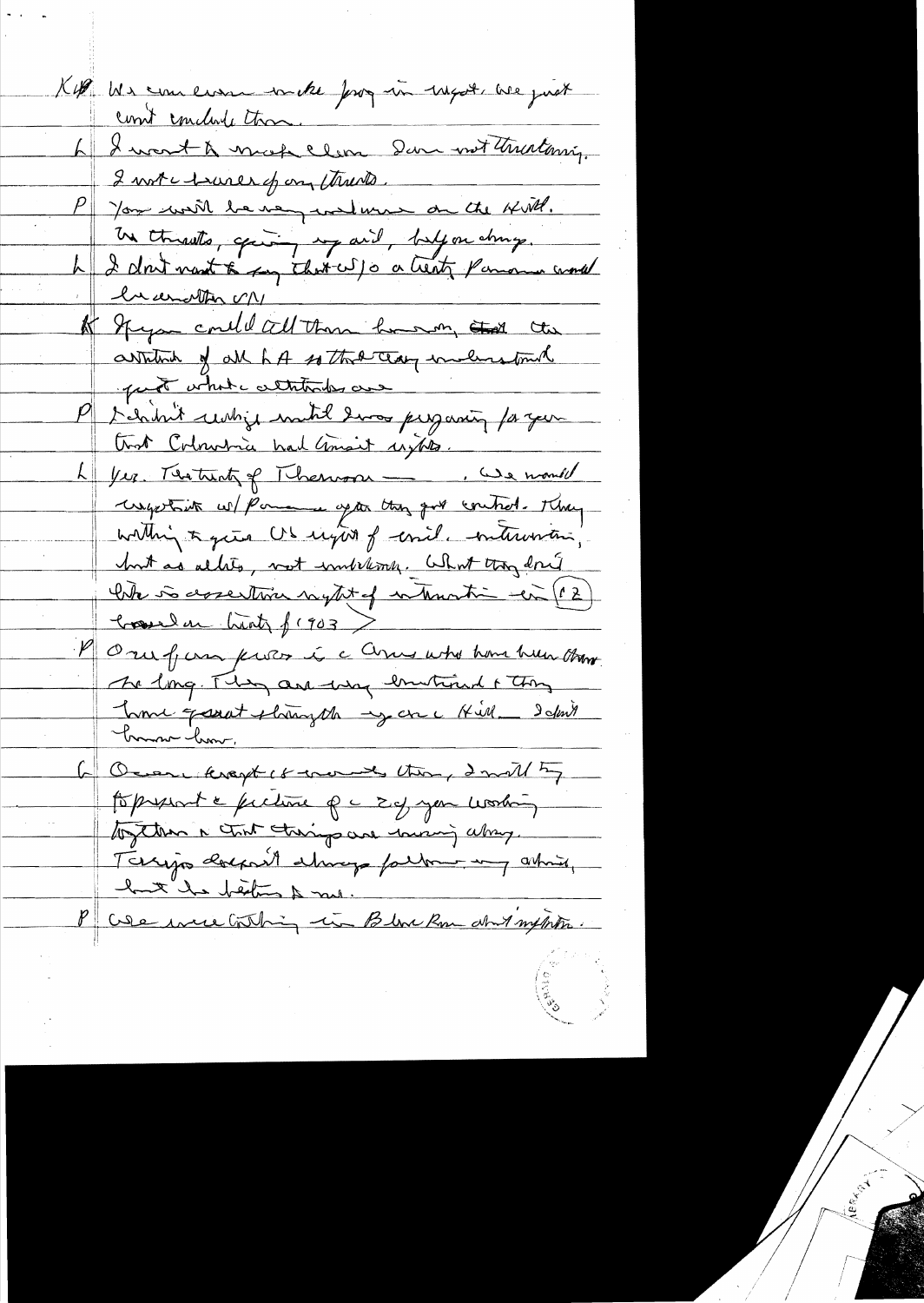K. We can even make progress in Egypt. We just can't conclude them.

L. I want to make clear I am not threatening. I am not a believer of any threats.

P. You will be very welcome on the Hill. No threats, giving up aid, help on things.

L. I don't want to say that w/o a treaty Panama would be another VN.

K. If you could tell them how, and the attitude of all LA so that they understand just what attitudes are.

P. I didn't realize until I was preparing for you that Colombia had transit rights.

L. Yes. Treaty of Thomson — . We would negotiate w/ Panama after they got control. They willing to give US right of canal intervention, but as allies, not unilaterally. What they don't like is assertion right of intervention in (12) based on treaty of 1903.

P. One of our problems is the Americans who have been there too long. They are very emotional & they have great strength in the Hill. I don't know how.

L. Omar accepts & wants that, & will try to present a picture of a ZG you working together & that things are moving along. Torrijos doesn't always follow my advice, but he listens to me.

P. We were talking in Blue Room about inflation.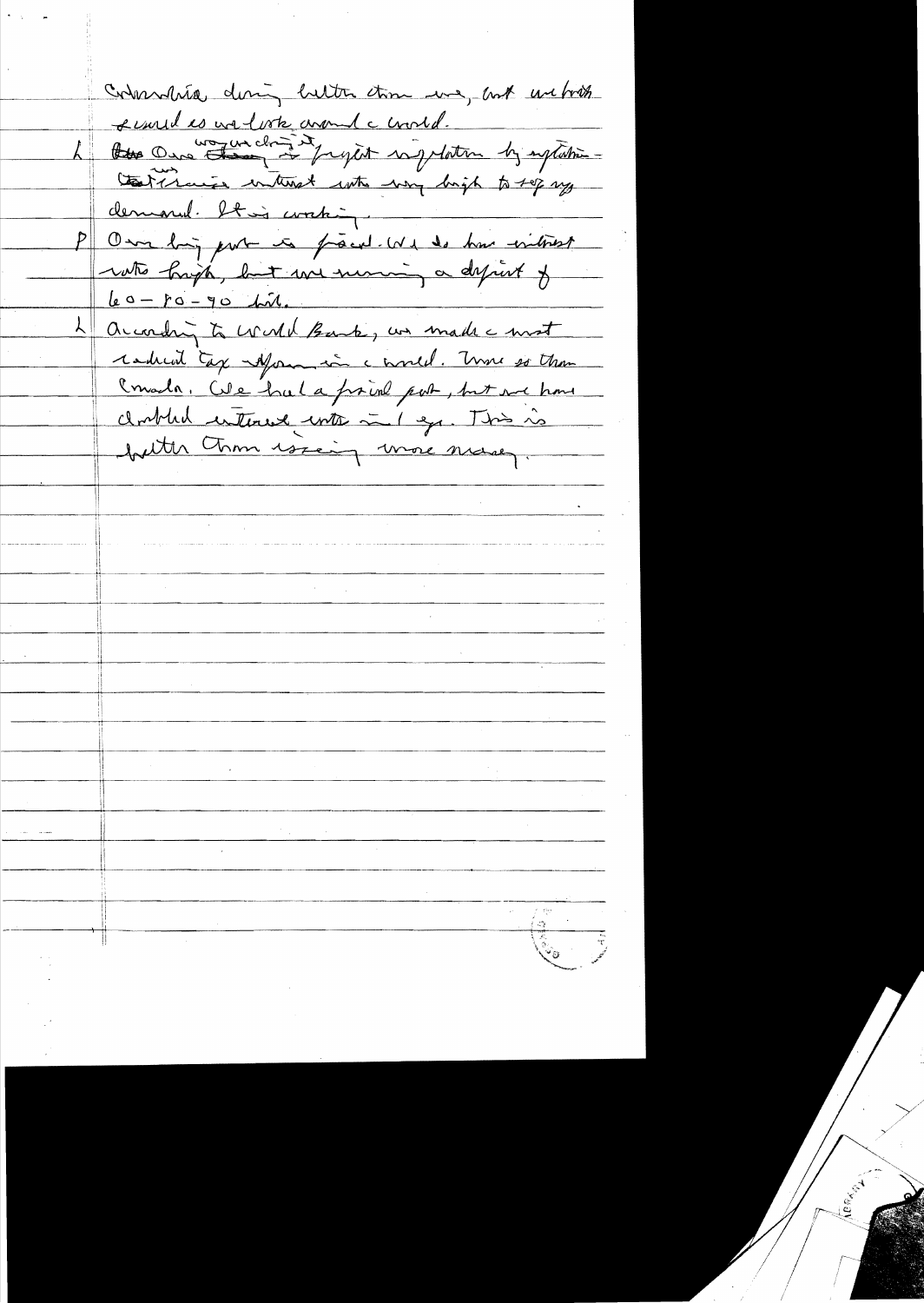Colombia doing better than we, but we both seemed as we look around the world.

L Our ~~Oure~~ ~~thing~~ wage ceiling to fight inflation by maintaining ~~that~~ raising interest rate very high to sop up demand. It is working.

P Our big prob is fiscal. We do have interest rate high, but we running a deficit of 60-80-90 bil.

L According to World Bank, we made a most radical tax reform in the world. More so than Canada. We had a fiscal prob, but we have doubled interest rate in 1 yr. This is better than issuing more money.